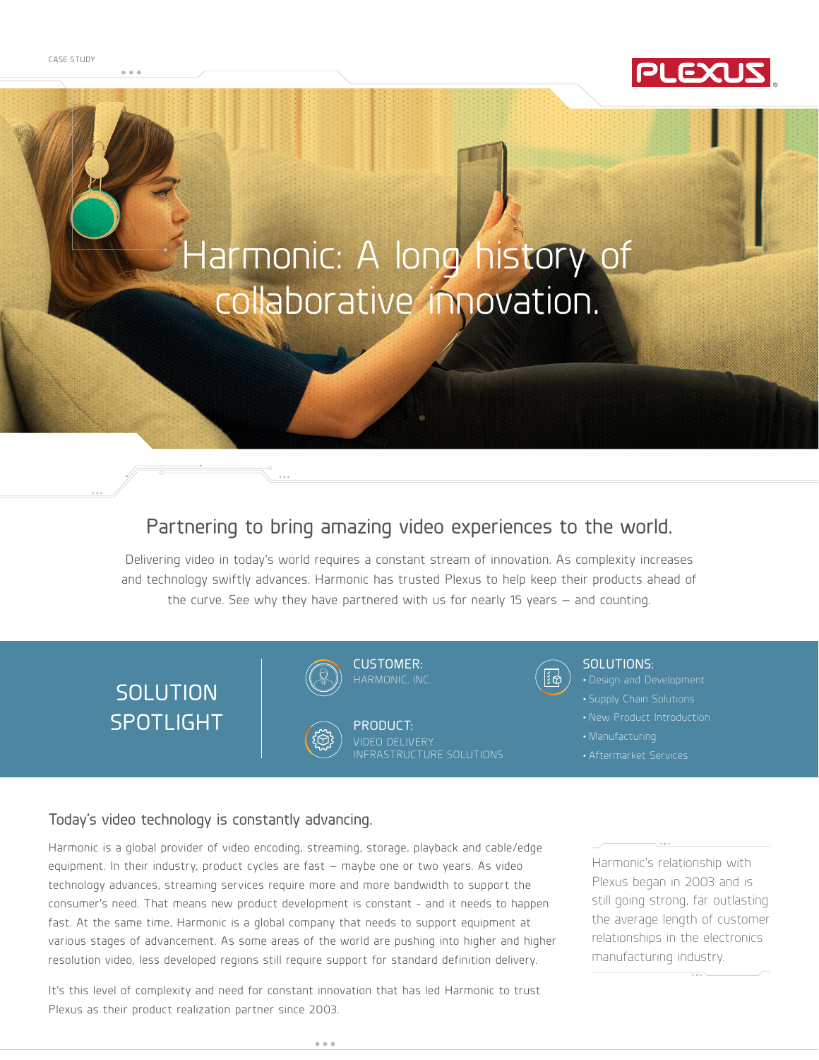CASE STUDY

# Harmonic: A long history of collaborative innovation.

## Partnering to bring amazing video experiences to the world.

Delivering video in today's world requires a constant stream of innovation. As complexity increases and technology swiftly advances. Harmonic has trusted Plexus to help keep their products ahead of the curve. See why they have partnered with us for nearly 15 years – and counting.

### SOLUTION SPOTLIGHT

**CUSTOMER:**
HARMONIC, INC.

**PRODUCT:**
VIDEO DELIVERY INFRASTRUCTURE SOLUTIONS

**SOLUTIONS:**
- Design and Development
- Supply Chain Solutions
- New Product Introduction
- Manufacturing
- Aftermarket Services

## Today's video technology is constantly advancing.

Harmonic is a global provider of video encoding, streaming, storage, playback and cable/edge equipment. In their industry, product cycles are fast – maybe one or two years. As video technology advances, streaming services require more and more bandwidth to support the consumer's need. That means new product development is constant - and it needs to happen fast. At the same time, Harmonic is a global company that needs to support equipment at various stages of advancement. As some areas of the world are pushing into higher and higher resolution video, less developed regions still require support for standard definition delivery.

It's this level of complexity and need for constant innovation that has led Harmonic to trust Plexus as their product realization partner since 2003.

> Harmonic's relationship with Plexus began in 2003 and is still going strong, far outlasting the average length of customer relationships in the electronics manufacturing industry.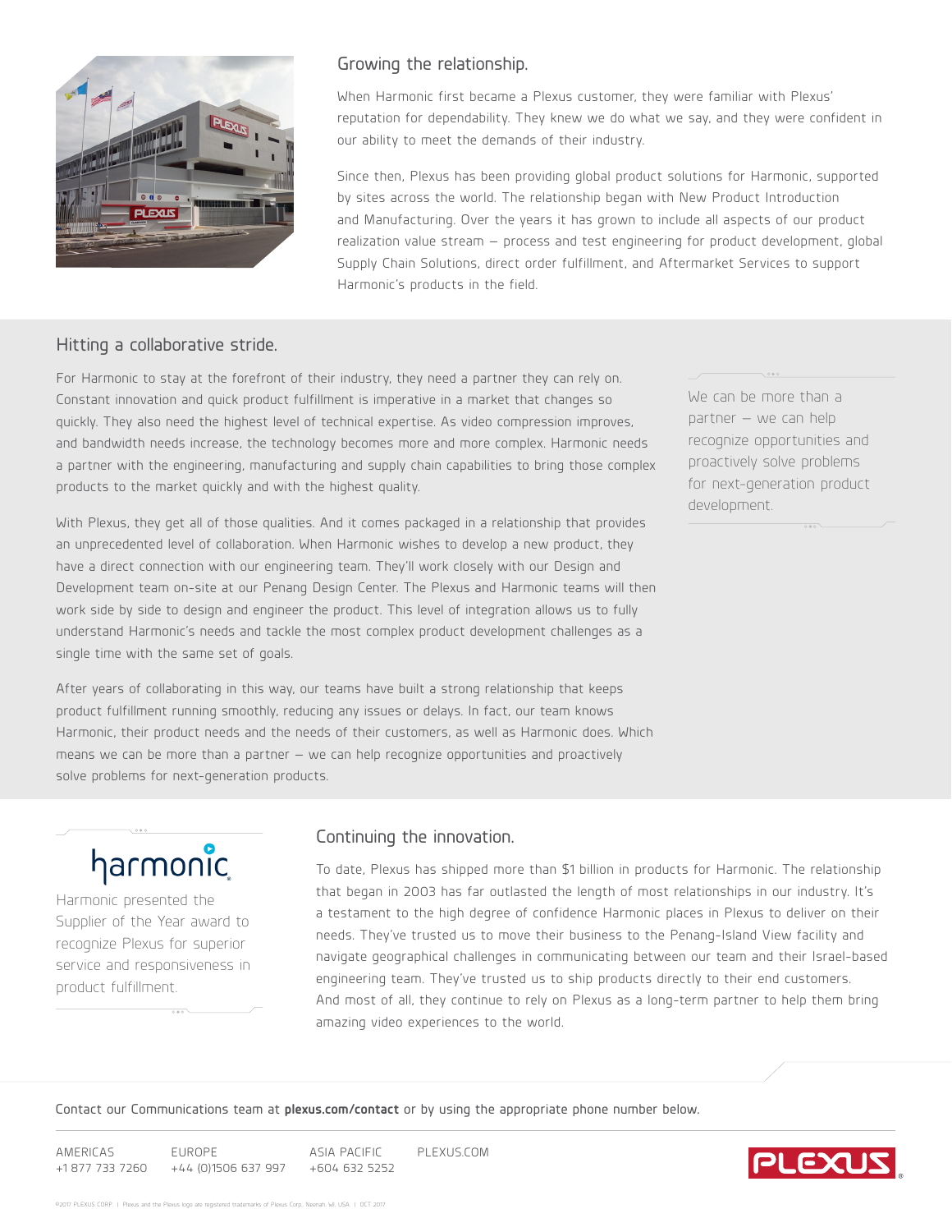## Growing the relationship.

When Harmonic first became a Plexus customer, they were familiar with Plexus' reputation for dependability. They knew we do what we say, and they were confident in our ability to meet the demands of their industry.

Since then, Plexus has been providing global product solutions for Harmonic, supported by sites across the world. The relationship began with New Product Introduction and Manufacturing. Over the years it has grown to include all aspects of our product realization value stream – process and test engineering for product development, global Supply Chain Solutions, direct order fulfillment, and Aftermarket Services to support Harmonic's products in the field.

## Hitting a collaborative stride.

For Harmonic to stay at the forefront of their industry, they need a partner they can rely on. Constant innovation and quick product fulfillment is imperative in a market that changes so quickly. They also need the highest level of technical expertise. As video compression improves, and bandwidth needs increase, the technology becomes more and more complex. Harmonic needs a partner with the engineering, manufacturing and supply chain capabilities to bring those complex products to the market quickly and with the highest quality.

With Plexus, they get all of those qualities. And it comes packaged in a relationship that provides an unprecedented level of collaboration. When Harmonic wishes to develop a new product, they have a direct connection with our engineering team. They'll work closely with our Design and Development team on-site at our Penang Design Center. The Plexus and Harmonic teams will then work side by side to design and engineer the product. This level of integration allows us to fully understand Harmonic's needs and tackle the most complex product development challenges as a single time with the same set of goals.

After years of collaborating in this way, our teams have built a strong relationship that keeps product fulfillment running smoothly, reducing any issues or delays. In fact, our team knows Harmonic, their product needs and the needs of their customers, as well as Harmonic does. Which means we can be more than a partner – we can help recognize opportunities and proactively solve problems for next-generation products.

We can be more than a partner – we can help recognize opportunities and proactively solve problems for next-generation product development.

harmonic

Harmonic presented the Supplier of the Year award to recognize Plexus for superior service and responsiveness in product fulfillment.

## Continuing the innovation.

To date, Plexus has shipped more than $1 billion in products for Harmonic. The relationship that began in 2003 has far outlasted the length of most relationships in our industry. It's a testament to the high degree of confidence Harmonic places in Plexus to deliver on their needs. They've trusted us to move their business to the Penang-Island View facility and navigate geographical challenges in communicating between our team and their Israel-based engineering team. They've trusted us to ship products directly to their end customers. And most of all, they continue to rely on Plexus as a long-term partner to help them bring amazing video experiences to the world.

Contact our Communications team at **plexus.com/contact** or by using the appropriate phone number below.

| AMERICAS | EUROPE | ASIA PACIFIC | PLEXUS.COM |
|---|---|---|---|
| +1 877 733 7260 | +44 (0)1506 637 997 | +604 632 5252 | |

PLEXUS

©2017 PLEXUS CORP. | Plexus and the Plexus logo are registered trademarks of Plexus Corp., Neenah, WI, USA | OCT 2017